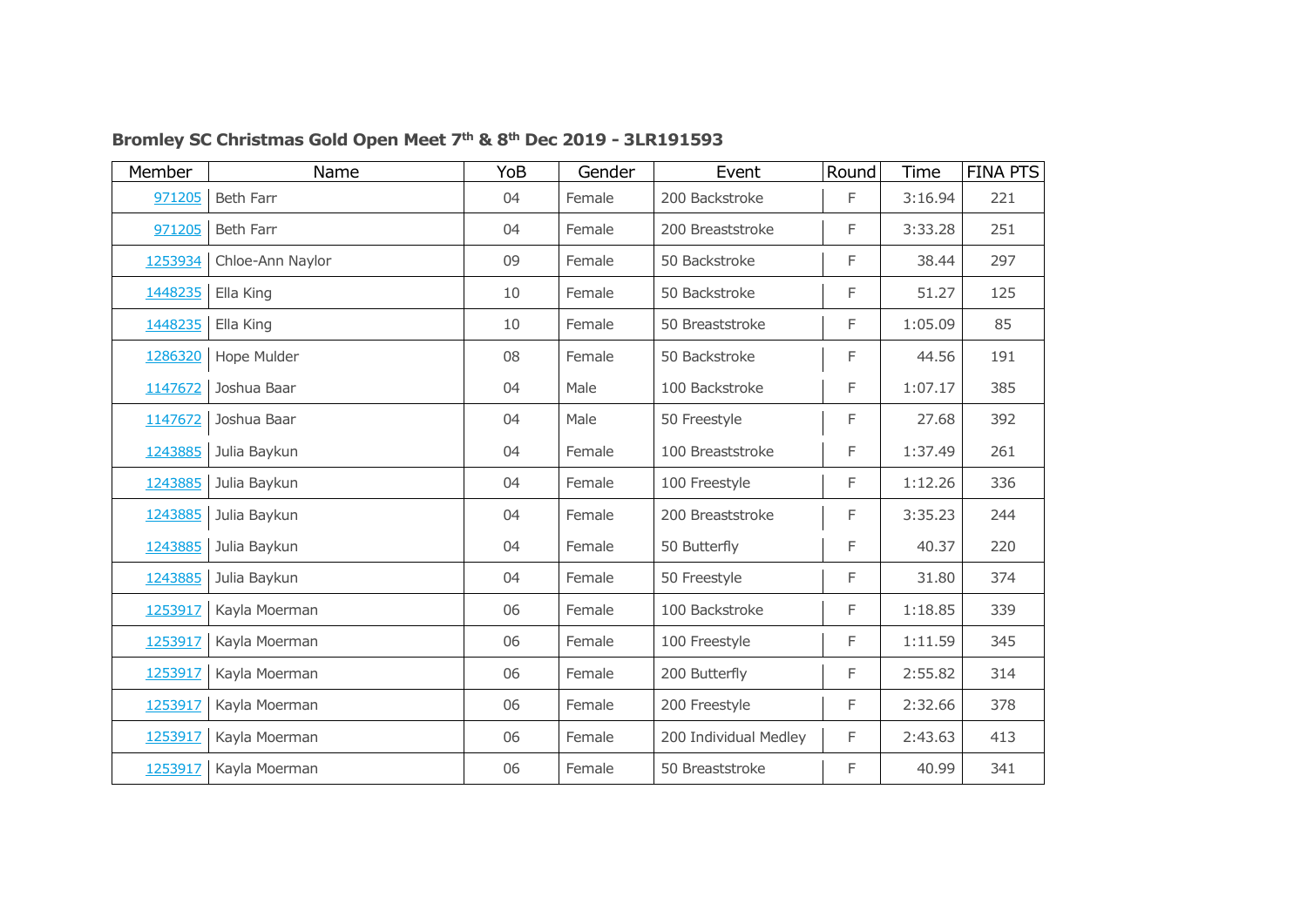**Bromley SC Christmas Gold Open Meet 7th & 8th Dec 2019 - 3LR191593**

| Member | Name | YoB | Gender | Event | Round | Time | FINA PTS |
|---|---|---|---|---|---|---|---|
| 971205 | Beth Farr | 04 | Female | 200 Backstroke | F | 3:16.94 | 221 |
| 971205 | Beth Farr | 04 | Female | 200 Breaststroke | F | 3:33.28 | 251 |
| 1253934 | Chloe-Ann Naylor | 09 | Female | 50 Backstroke | F | 38.44 | 297 |
| 1448235 | Ella King | 10 | Female | 50 Backstroke | F | 51.27 | 125 |
| 1448235 | Ella King | 10 | Female | 50 Breaststroke | F | 1:05.09 | 85 |
| 1286320 | Hope Mulder | 08 | Female | 50 Backstroke | F | 44.56 | 191 |
| 1147672 | Joshua Baar | 04 | Male | 100 Backstroke | F | 1:07.17 | 385 |
| 1147672 | Joshua Baar | 04 | Male | 50 Freestyle | F | 27.68 | 392 |
| 1243885 | Julia Baykun | 04 | Female | 100 Breaststroke | F | 1:37.49 | 261 |
| 1243885 | Julia Baykun | 04 | Female | 100 Freestyle | F | 1:12.26 | 336 |
| 1243885 | Julia Baykun | 04 | Female | 200 Breaststroke | F | 3:35.23 | 244 |
| 1243885 | Julia Baykun | 04 | Female | 50 Butterfly | F | 40.37 | 220 |
| 1243885 | Julia Baykun | 04 | Female | 50 Freestyle | F | 31.80 | 374 |
| 1253917 | Kayla Moerman | 06 | Female | 100 Backstroke | F | 1:18.85 | 339 |
| 1253917 | Kayla Moerman | 06 | Female | 100 Freestyle | F | 1:11.59 | 345 |
| 1253917 | Kayla Moerman | 06 | Female | 200 Butterfly | F | 2:55.82 | 314 |
| 1253917 | Kayla Moerman | 06 | Female | 200 Freestyle | F | 2:32.66 | 378 |
| 1253917 | Kayla Moerman | 06 | Female | 200 Individual Medley | F | 2:43.63 | 413 |
| 1253917 | Kayla Moerman | 06 | Female | 50 Breaststroke | F | 40.99 | 341 |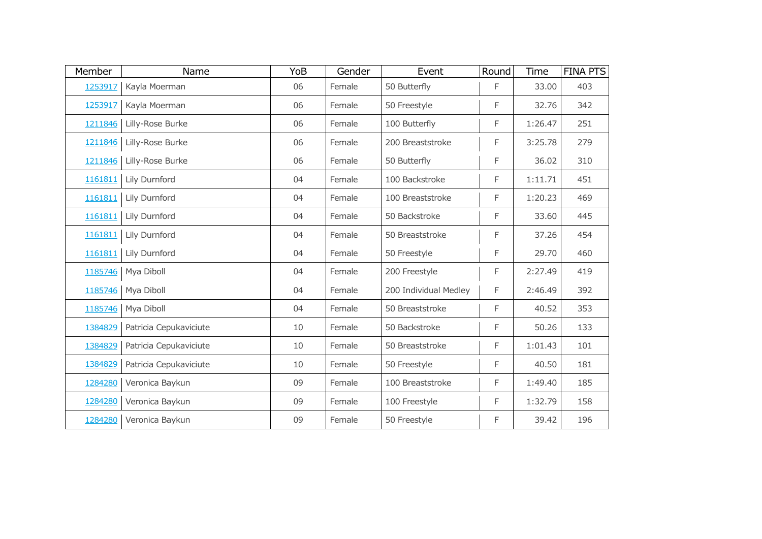| Member | Name | YoB | Gender | Event | Round | Time | FINA PTS |
|---|---|---|---|---|---|---|---|
| 1253917 | Kayla Moerman | 06 | Female | 50 Butterfly | F | 33.00 | 403 |
| 1253917 | Kayla Moerman | 06 | Female | 50 Freestyle | F | 32.76 | 342 |
| 1211846 | Lilly-Rose Burke | 06 | Female | 100 Butterfly | F | 1:26.47 | 251 |
| 1211846 | Lilly-Rose Burke | 06 | Female | 200 Breaststroke | F | 3:25.78 | 279 |
| 1211846 | Lilly-Rose Burke | 06 | Female | 50 Butterfly | F | 36.02 | 310 |
| 1161811 | Lily Durnford | 04 | Female | 100 Backstroke | F | 1:11.71 | 451 |
| 1161811 | Lily Durnford | 04 | Female | 100 Breaststroke | F | 1:20.23 | 469 |
| 1161811 | Lily Durnford | 04 | Female | 50 Backstroke | F | 33.60 | 445 |
| 1161811 | Lily Durnford | 04 | Female | 50 Breaststroke | F | 37.26 | 454 |
| 1161811 | Lily Durnford | 04 | Female | 50 Freestyle | F | 29.70 | 460 |
| 1185746 | Mya Diboll | 04 | Female | 200 Freestyle | F | 2:27.49 | 419 |
| 1185746 | Mya Diboll | 04 | Female | 200 Individual Medley | F | 2:46.49 | 392 |
| 1185746 | Mya Diboll | 04 | Female | 50 Breaststroke | F | 40.52 | 353 |
| 1384829 | Patricia Cepukaviciute | 10 | Female | 50 Backstroke | F | 50.26 | 133 |
| 1384829 | Patricia Cepukaviciute | 10 | Female | 50 Breaststroke | F | 1:01.43 | 101 |
| 1384829 | Patricia Cepukaviciute | 10 | Female | 50 Freestyle | F | 40.50 | 181 |
| 1284280 | Veronica Baykun | 09 | Female | 100 Breaststroke | F | 1:49.40 | 185 |
| 1284280 | Veronica Baykun | 09 | Female | 100 Freestyle | F | 1:32.79 | 158 |
| 1284280 | Veronica Baykun | 09 | Female | 50 Freestyle | F | 39.42 | 196 |